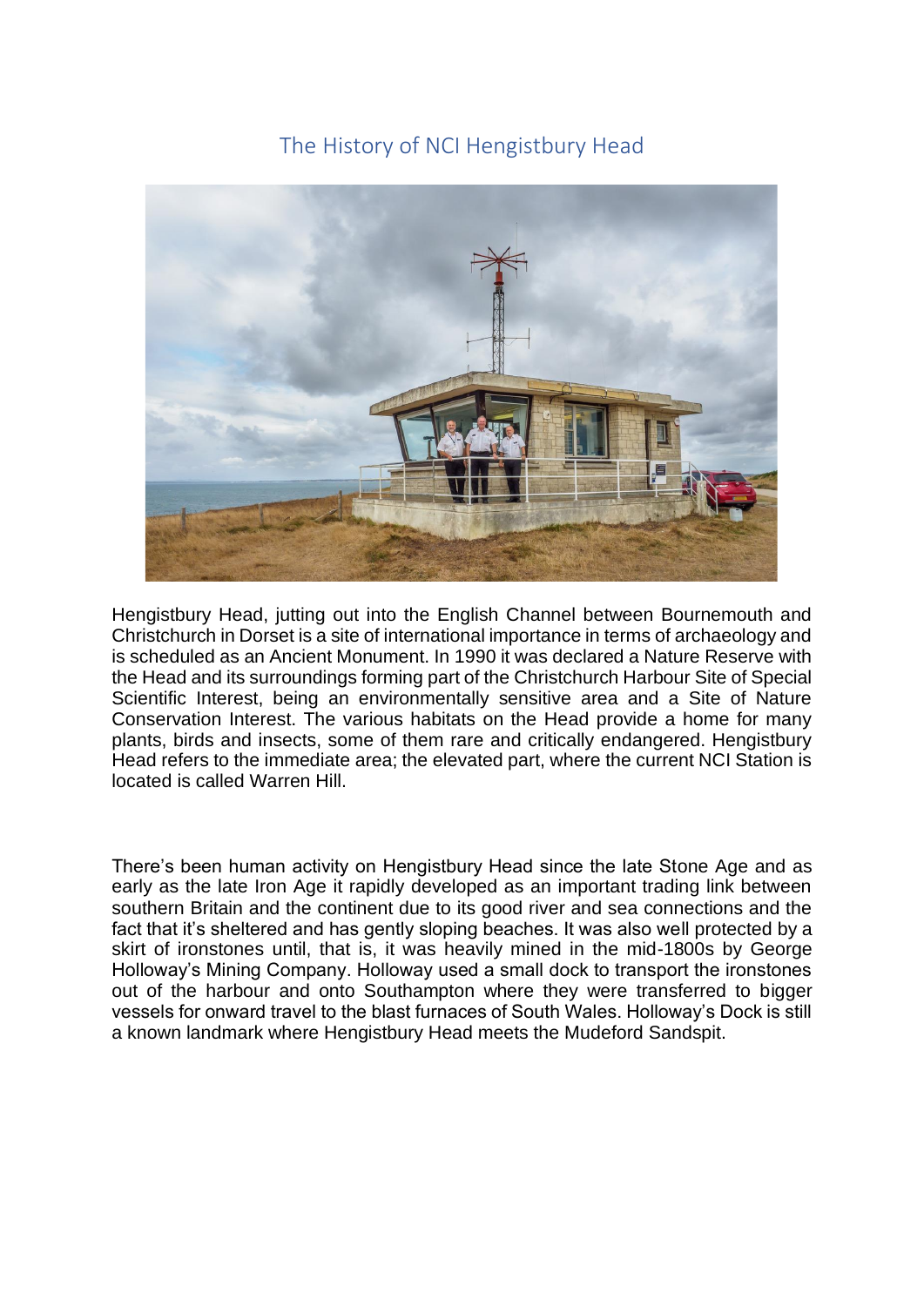# The History of NCI Hengistbury Head

Hengistbury Head, jutting out into the English Channel between Bournemouth and Christchurch in Dorset is a site of international importance in terms of archaeology and is scheduled as an Ancient Monument. In 1990 it was declared a Nature Reserve with the Head and its surroundings forming part of the Christchurch Harbour Site of Special Scientific Interest, being an environmentally sensitive area and a Site of Nature Conservation Interest. The various habitats on the Head provide a home for many plants, birds and insects, some of them rare and critically endangered. Hengistbury Head refers to the immediate area; the elevated part, where the current NCI Station is located is called Warren Hill.

There's been human activity on Hengistbury Head since the late Stone Age and as early as the late Iron Age it rapidly developed as an important trading link between southern Britain and the continent due to its good river and sea connections and the fact that it's sheltered and has gently sloping beaches. It was also well protected by a skirt of ironstones until, that is, it was heavily mined in the mid-1800s by George Holloway's Mining Company. Holloway used a small dock to transport the ironstones out of the harbour and onto Southampton where they were transferred to bigger vessels for onward travel to the blast furnaces of South Wales. Holloway's Dock is still a known landmark where Hengistbury Head meets the Mudeford Sandspit.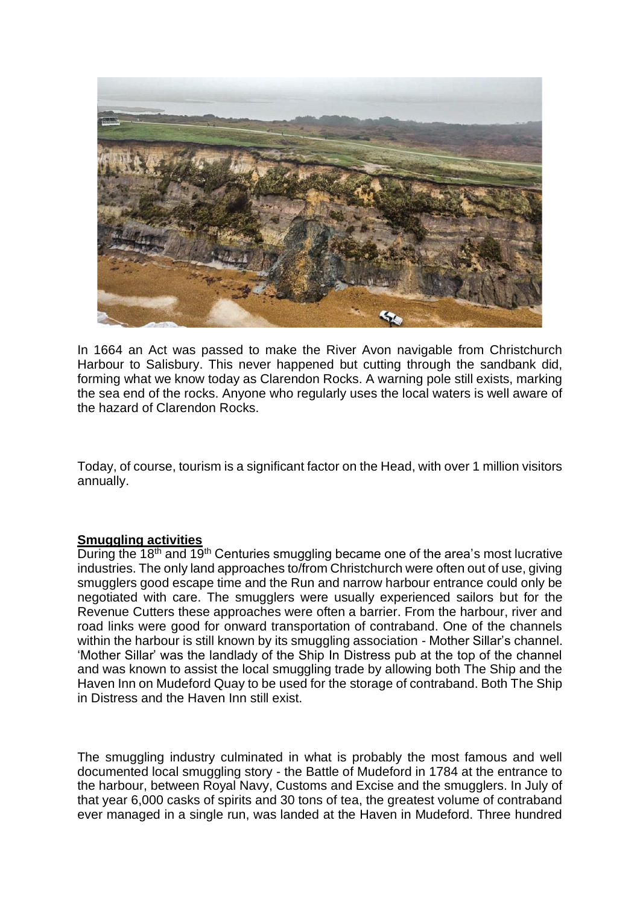In 1664 an Act was passed to make the River Avon navigable from Christchurch Harbour to Salisbury. This never happened but cutting through the sandbank did, forming what we know today as Clarendon Rocks. A warning pole still exists, marking the sea end of the rocks. Anyone who regularly uses the local waters is well aware of the hazard of Clarendon Rocks.

Today, of course, tourism is a significant factor on the Head, with over 1 million visitors annually.

**Smuggling activities**

During the 18th and 19th Centuries smuggling became one of the area's most lucrative industries. The only land approaches to/from Christchurch were often out of use, giving smugglers good escape time and the Run and narrow harbour entrance could only be negotiated with care. The smugglers were usually experienced sailors but for the Revenue Cutters these approaches were often a barrier. From the harbour, river and road links were good for onward transportation of contraband. One of the channels within the harbour is still known by its smuggling association - Mother Sillar's channel. 'Mother Sillar' was the landlady of the Ship In Distress pub at the top of the channel and was known to assist the local smuggling trade by allowing both The Ship and the Haven Inn on Mudeford Quay to be used for the storage of contraband. Both The Ship in Distress and the Haven Inn still exist.

The smuggling industry culminated in what is probably the most famous and well documented local smuggling story - the Battle of Mudeford in 1784 at the entrance to the harbour, between Royal Navy, Customs and Excise and the smugglers. In July of that year 6,000 casks of spirits and 30 tons of tea, the greatest volume of contraband ever managed in a single run, was landed at the Haven in Mudeford. Three hundred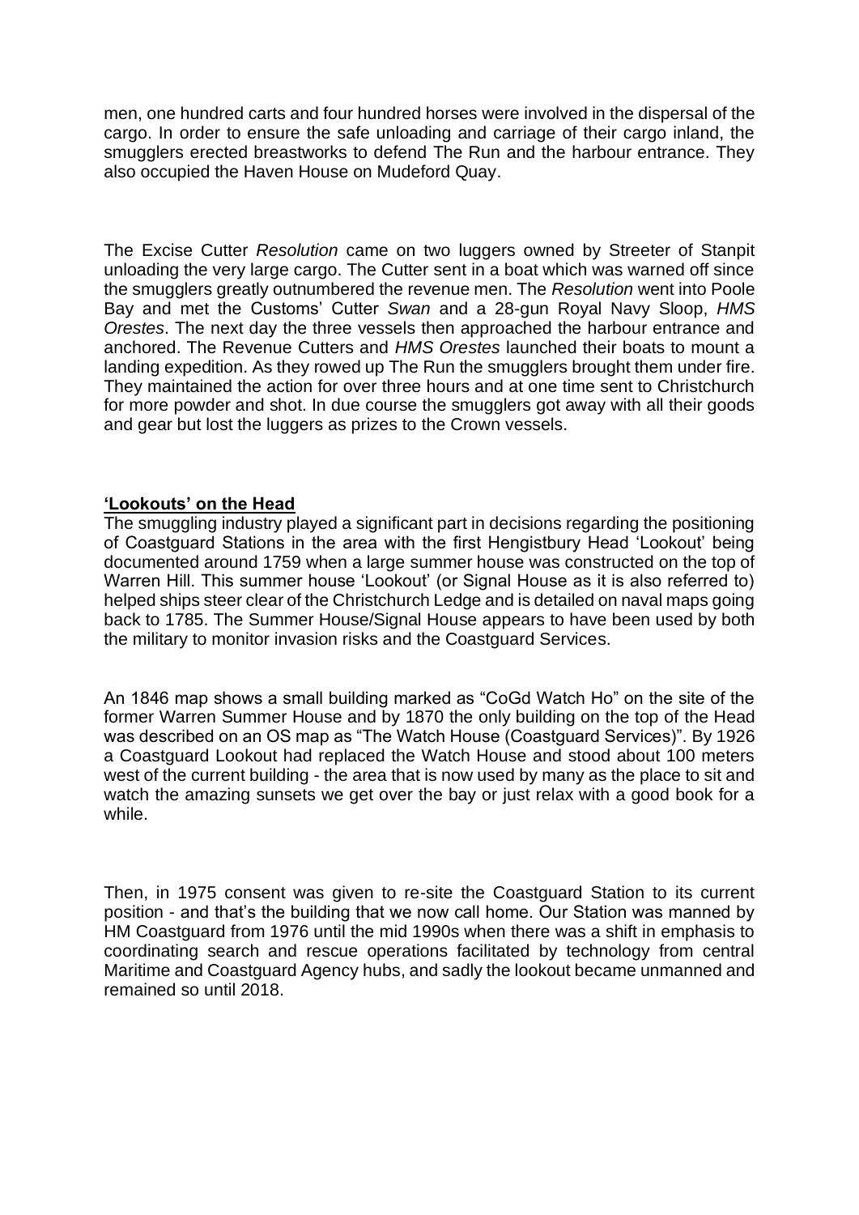men, one hundred carts and four hundred horses were involved in the dispersal of the cargo. In order to ensure the safe unloading and carriage of their cargo inland, the smugglers erected breastworks to defend The Run and the harbour entrance. They also occupied the Haven House on Mudeford Quay.

The Excise Cutter *Resolution* came on two luggers owned by Streeter of Stanpit unloading the very large cargo. The Cutter sent in a boat which was warned off since the smugglers greatly outnumbered the revenue men. The *Resolution* went into Poole Bay and met the Customs' Cutter *Swan* and a 28-gun Royal Navy Sloop, *HMS Orestes*. The next day the three vessels then approached the harbour entrance and anchored. The Revenue Cutters and *HMS Orestes* launched their boats to mount a landing expedition. As they rowed up The Run the smugglers brought them under fire. They maintained the action for over three hours and at one time sent to Christchurch for more powder and shot. In due course the smugglers got away with all their goods and gear but lost the luggers as prizes to the Crown vessels.

## 'Lookouts' on the Head

The smuggling industry played a significant part in decisions regarding the positioning of Coastguard Stations in the area with the first Hengistbury Head 'Lookout' being documented around 1759 when a large summer house was constructed on the top of Warren Hill. This summer house 'Lookout' (or Signal House as it is also referred to) helped ships steer clear of the Christchurch Ledge and is detailed on naval maps going back to 1785. The Summer House/Signal House appears to have been used by both the military to monitor invasion risks and the Coastguard Services.

An 1846 map shows a small building marked as "CoGd Watch Ho" on the site of the former Warren Summer House and by 1870 the only building on the top of the Head was described on an OS map as "The Watch House (Coastguard Services)". By 1926 a Coastguard Lookout had replaced the Watch House and stood about 100 meters west of the current building - the area that is now used by many as the place to sit and watch the amazing sunsets we get over the bay or just relax with a good book for a while.

Then, in 1975 consent was given to re-site the Coastguard Station to its current position - and that's the building that we now call home. Our Station was manned by HM Coastguard from 1976 until the mid 1990s when there was a shift in emphasis to coordinating search and rescue operations facilitated by technology from central Maritime and Coastguard Agency hubs, and sadly the lookout became unmanned and remained so until 2018.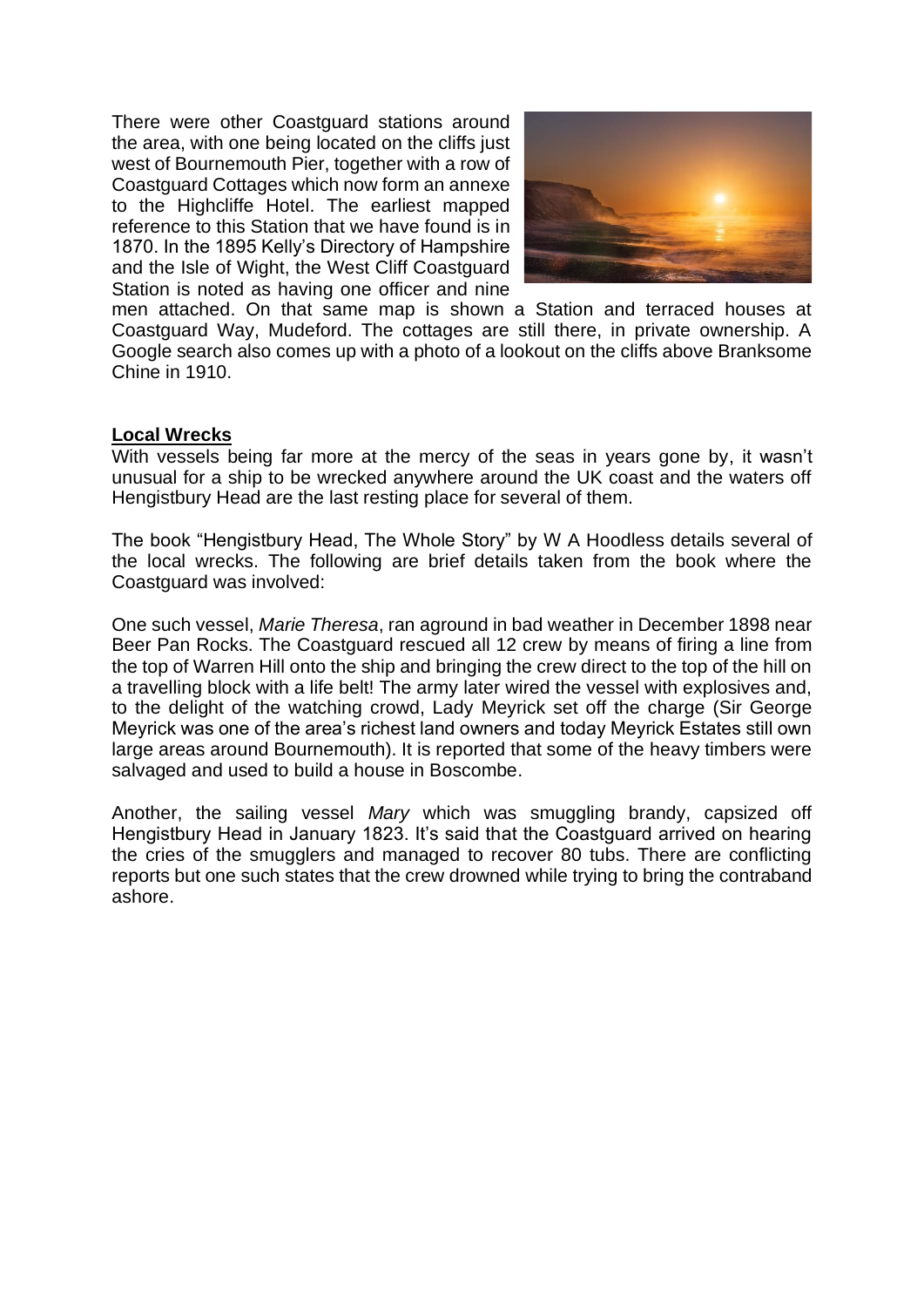There were other Coastguard stations around the area, with one being located on the cliffs just west of Bournemouth Pier, together with a row of Coastguard Cottages which now form an annexe to the Highcliffe Hotel. The earliest mapped reference to this Station that we have found is in 1870. In the 1895 Kelly's Directory of Hampshire and the Isle of Wight, the West Cliff Coastguard Station is noted as having one officer and nine men attached. On that same map is shown a Station and terraced houses at Coastguard Way, Mudeford. The cottages are still there, in private ownership. A Google search also comes up with a photo of a lookout on the cliffs above Branksome Chine in 1910.

**Local Wrecks**

With vessels being far more at the mercy of the seas in years gone by, it wasn't unusual for a ship to be wrecked anywhere around the UK coast and the waters off Hengistbury Head are the last resting place for several of them.

The book "Hengistbury Head, The Whole Story" by W A Hoodless details several of the local wrecks. The following are brief details taken from the book where the Coastguard was involved:

One such vessel, *Marie Theresa*, ran aground in bad weather in December 1898 near Beer Pan Rocks. The Coastguard rescued all 12 crew by means of firing a line from the top of Warren Hill onto the ship and bringing the crew direct to the top of the hill on a travelling block with a life belt! The army later wired the vessel with explosives and, to the delight of the watching crowd, Lady Meyrick set off the charge (Sir George Meyrick was one of the area's richest land owners and today Meyrick Estates still own large areas around Bournemouth). It is reported that some of the heavy timbers were salvaged and used to build a house in Boscombe.

Another, the sailing vessel *Mary* which was smuggling brandy, capsized off Hengistbury Head in January 1823. It's said that the Coastguard arrived on hearing the cries of the smugglers and managed to recover 80 tubs. There are conflicting reports but one such states that the crew drowned while trying to bring the contraband ashore.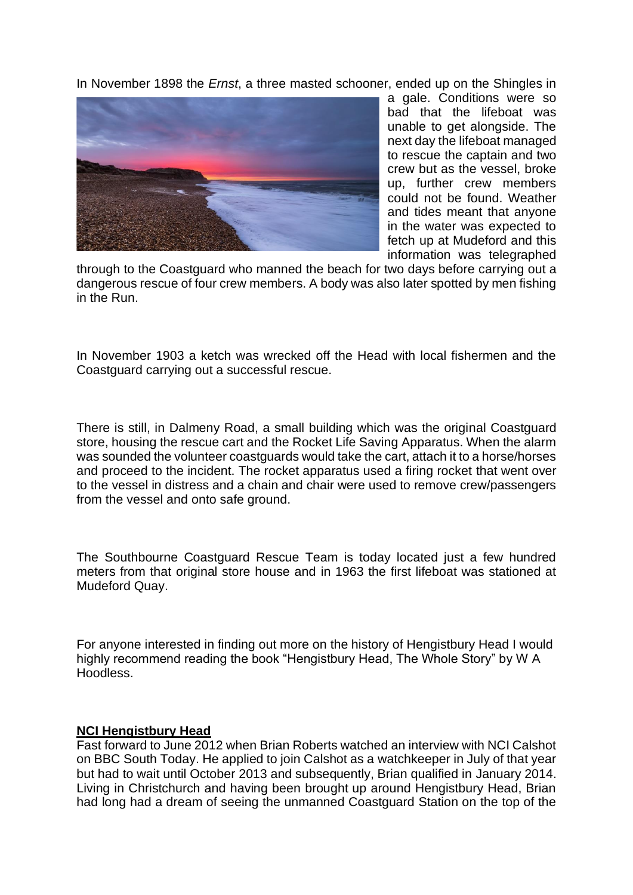In November 1898 the *Ernst*, a three masted schooner, ended up on the Shingles in a gale. Conditions were so bad that the lifeboat was unable to get alongside. The next day the lifeboat managed to rescue the captain and two crew but as the vessel, broke up, further crew members could not be found. Weather and tides meant that anyone in the water was expected to fetch up at Mudeford and this information was telegraphed through to the Coastguard who manned the beach for two days before carrying out a dangerous rescue of four crew members. A body was also later spotted by men fishing in the Run.

In November 1903 a ketch was wrecked off the Head with local fishermen and the Coastguard carrying out a successful rescue.

There is still, in Dalmeny Road, a small building which was the original Coastguard store, housing the rescue cart and the Rocket Life Saving Apparatus. When the alarm was sounded the volunteer coastguards would take the cart, attach it to a horse/horses and proceed to the incident. The rocket apparatus used a firing rocket that went over to the vessel in distress and a chain and chair were used to remove crew/passengers from the vessel and onto safe ground.

The Southbourne Coastguard Rescue Team is today located just a few hundred meters from that original store house and in 1963 the first lifeboat was stationed at Mudeford Quay.

For anyone interested in finding out more on the history of Hengistbury Head I would highly recommend reading the book "Hengistbury Head, The Whole Story" by W A Hoodless.

## NCI Hengistbury Head

Fast forward to June 2012 when Brian Roberts watched an interview with NCI Calshot on BBC South Today. He applied to join Calshot as a watchkeeper in July of that year but had to wait until October 2013 and subsequently, Brian qualified in January 2014. Living in Christchurch and having been brought up around Hengistbury Head, Brian had long had a dream of seeing the unmanned Coastguard Station on the top of the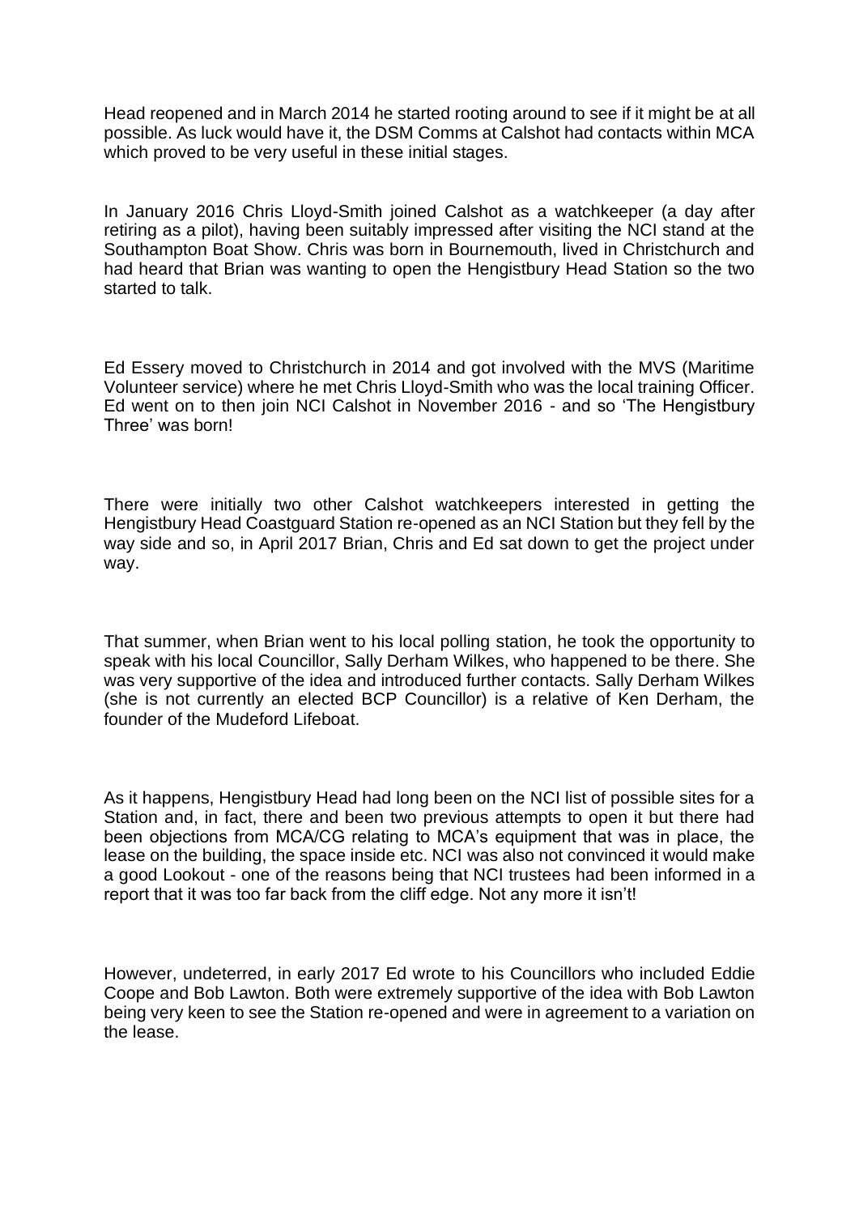Head reopened and in March 2014 he started rooting around to see if it might be at all possible. As luck would have it, the DSM Comms at Calshot had contacts within MCA which proved to be very useful in these initial stages.

In January 2016 Chris Lloyd-Smith joined Calshot as a watchkeeper (a day after retiring as a pilot), having been suitably impressed after visiting the NCI stand at the Southampton Boat Show. Chris was born in Bournemouth, lived in Christchurch and had heard that Brian was wanting to open the Hengistbury Head Station so the two started to talk.

Ed Essery moved to Christchurch in 2014 and got involved with the MVS (Maritime Volunteer service) where he met Chris Lloyd-Smith who was the local training Officer. Ed went on to then join NCI Calshot in November 2016 - and so 'The Hengistbury Three' was born!

There were initially two other Calshot watchkeepers interested in getting the Hengistbury Head Coastguard Station re-opened as an NCI Station but they fell by the way side and so, in April 2017 Brian, Chris and Ed sat down to get the project under way.

That summer, when Brian went to his local polling station, he took the opportunity to speak with his local Councillor, Sally Derham Wilkes, who happened to be there. She was very supportive of the idea and introduced further contacts. Sally Derham Wilkes (she is not currently an elected BCP Councillor) is a relative of Ken Derham, the founder of the Mudeford Lifeboat.

As it happens, Hengistbury Head had long been on the NCI list of possible sites for a Station and, in fact, there and been two previous attempts to open it but there had been objections from MCA/CG relating to MCA's equipment that was in place, the lease on the building, the space inside etc. NCI was also not convinced it would make a good Lookout - one of the reasons being that NCI trustees had been informed in a report that it was too far back from the cliff edge. Not any more it isn't!

However, undeterred, in early 2017 Ed wrote to his Councillors who included Eddie Coope and Bob Lawton. Both were extremely supportive of the idea with Bob Lawton being very keen to see the Station re-opened and were in agreement to a variation on the lease.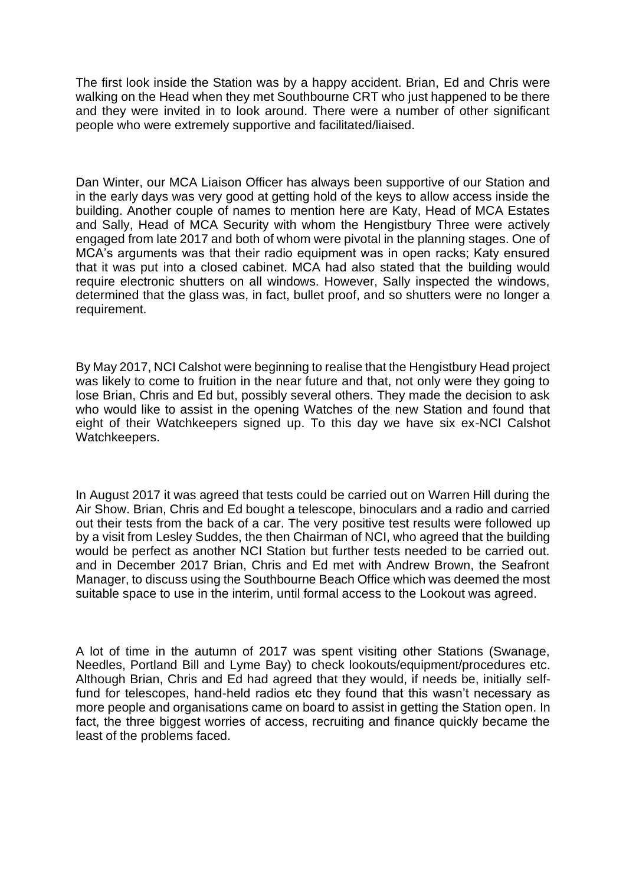The first look inside the Station was by a happy accident. Brian, Ed and Chris were walking on the Head when they met Southbourne CRT who just happened to be there and they were invited in to look around. There were a number of other significant people who were extremely supportive and facilitated/liaised.

Dan Winter, our MCA Liaison Officer has always been supportive of our Station and in the early days was very good at getting hold of the keys to allow access inside the building. Another couple of names to mention here are Katy, Head of MCA Estates and Sally, Head of MCA Security with whom the Hengistbury Three were actively engaged from late 2017 and both of whom were pivotal in the planning stages. One of MCA's arguments was that their radio equipment was in open racks; Katy ensured that it was put into a closed cabinet. MCA had also stated that the building would require electronic shutters on all windows. However, Sally inspected the windows, determined that the glass was, in fact, bullet proof, and so shutters were no longer a requirement.

By May 2017, NCI Calshot were beginning to realise that the Hengistbury Head project was likely to come to fruition in the near future and that, not only were they going to lose Brian, Chris and Ed but, possibly several others. They made the decision to ask who would like to assist in the opening Watches of the new Station and found that eight of their Watchkeepers signed up. To this day we have six ex-NCI Calshot Watchkeepers.

In August 2017 it was agreed that tests could be carried out on Warren Hill during the Air Show. Brian, Chris and Ed bought a telescope, binoculars and a radio and carried out their tests from the back of a car. The very positive test results were followed up by a visit from Lesley Suddes, the then Chairman of NCI, who agreed that the building would be perfect as another NCI Station but further tests needed to be carried out. and in December 2017 Brian, Chris and Ed met with Andrew Brown, the Seafront Manager, to discuss using the Southbourne Beach Office which was deemed the most suitable space to use in the interim, until formal access to the Lookout was agreed.

A lot of time in the autumn of 2017 was spent visiting other Stations (Swanage, Needles, Portland Bill and Lyme Bay) to check lookouts/equipment/procedures etc. Although Brian, Chris and Ed had agreed that they would, if needs be, initially self-fund for telescopes, hand-held radios etc they found that this wasn't necessary as more people and organisations came on board to assist in getting the Station open. In fact, the three biggest worries of access, recruiting and finance quickly became the least of the problems faced.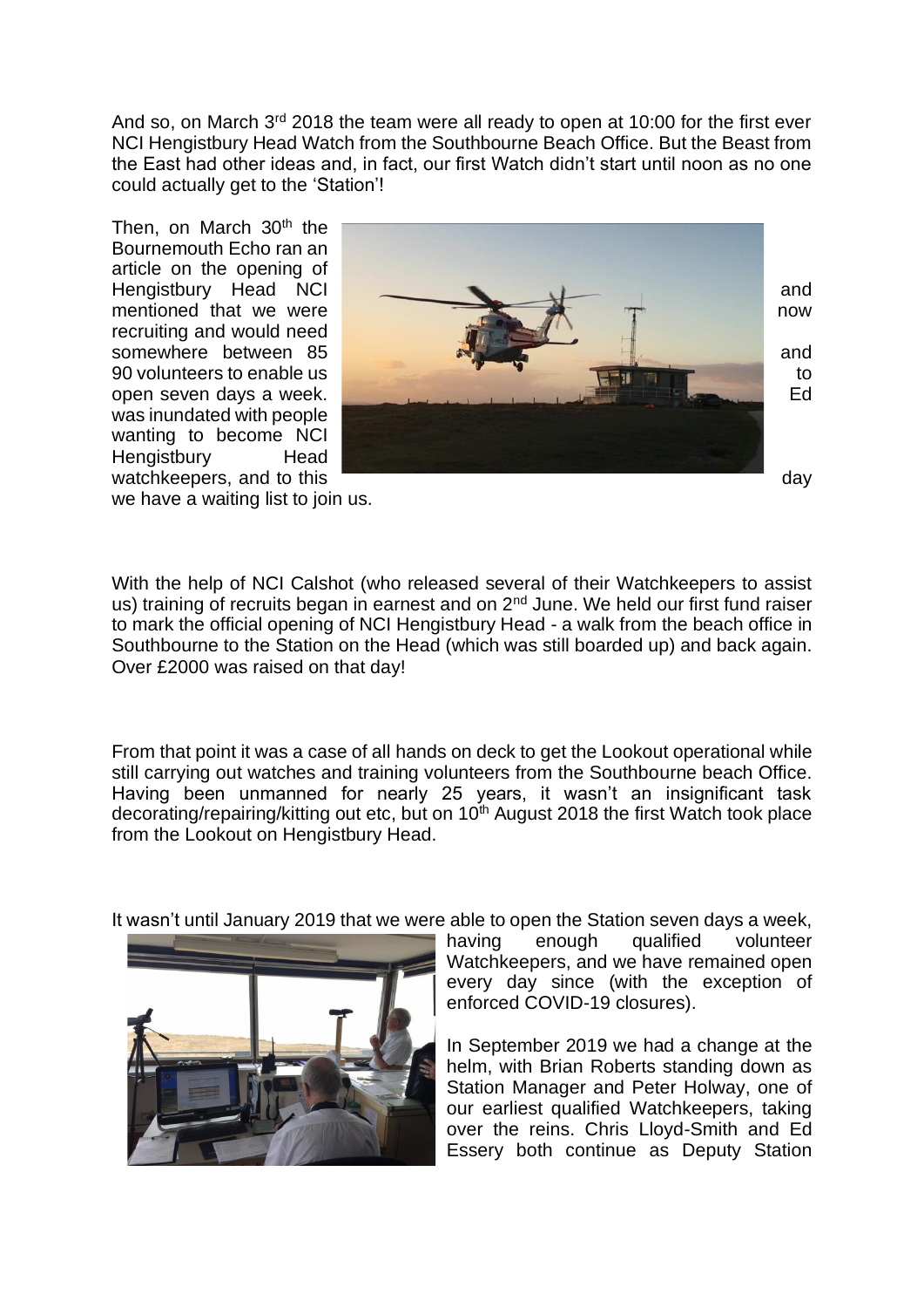And so, on March 3rd 2018 the team were all ready to open at 10:00 for the first ever NCI Hengistbury Head Watch from the Southbourne Beach Office. But the Beast from the East had other ideas and, in fact, our first Watch didn't start until noon as no one could actually get to the 'Station'!

Then, on March 30th the Bournemouth Echo ran an article on the opening of Hengistbury Head NCI and mentioned that we were now recruiting and would need somewhere between 85 and 90 volunteers to enable us to open seven days a week. Ed was inundated with people wanting to become NCI Hengistbury Head watchkeepers, and to this day we have a waiting list to join us.

With the help of NCI Calshot (who released several of their Watchkeepers to assist us) training of recruits began in earnest and on 2nd June. We held our first fund raiser to mark the official opening of NCI Hengistbury Head - a walk from the beach office in Southbourne to the Station on the Head (which was still boarded up) and back again. Over £2000 was raised on that day!

From that point it was a case of all hands on deck to get the Lookout operational while still carrying out watches and training volunteers from the Southbourne beach Office. Having been unmanned for nearly 25 years, it wasn't an insignificant task decorating/repairing/kitting out etc, but on 10th August 2018 the first Watch took place from the Lookout on Hengistbury Head.

It wasn't until January 2019 that we were able to open the Station seven days a week, having enough qualified volunteer Watchkeepers, and we have remained open every day since (with the exception of enforced COVID-19 closures).

In September 2019 we had a change at the helm, with Brian Roberts standing down as Station Manager and Peter Holway, one of our earliest qualified Watchkeepers, taking over the reins. Chris Lloyd-Smith and Ed Essery both continue as Deputy Station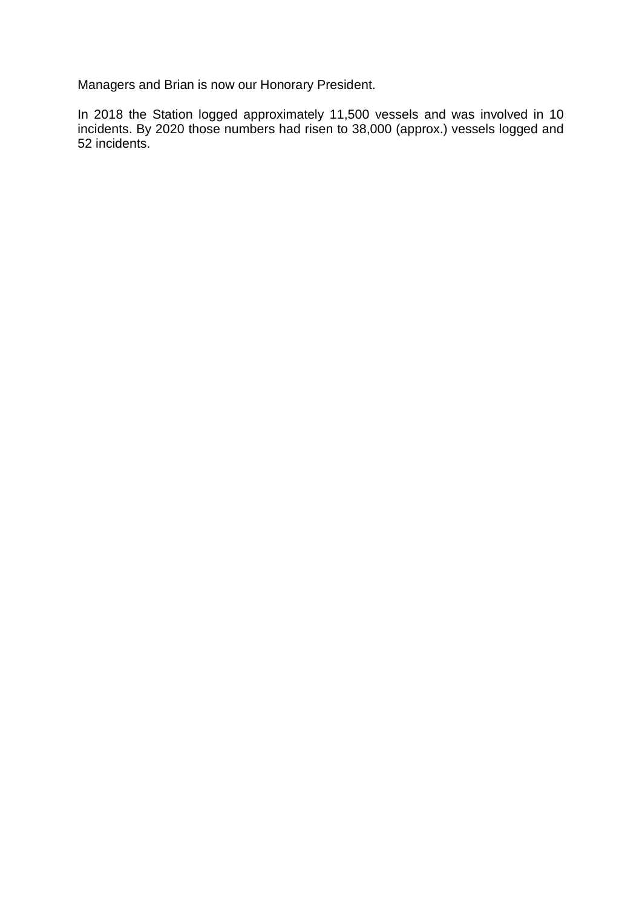Managers and Brian is now our Honorary President.

In 2018 the Station logged approximately 11,500 vessels and was involved in 10 incidents. By 2020 those numbers had risen to 38,000 (approx.) vessels logged and 52 incidents.